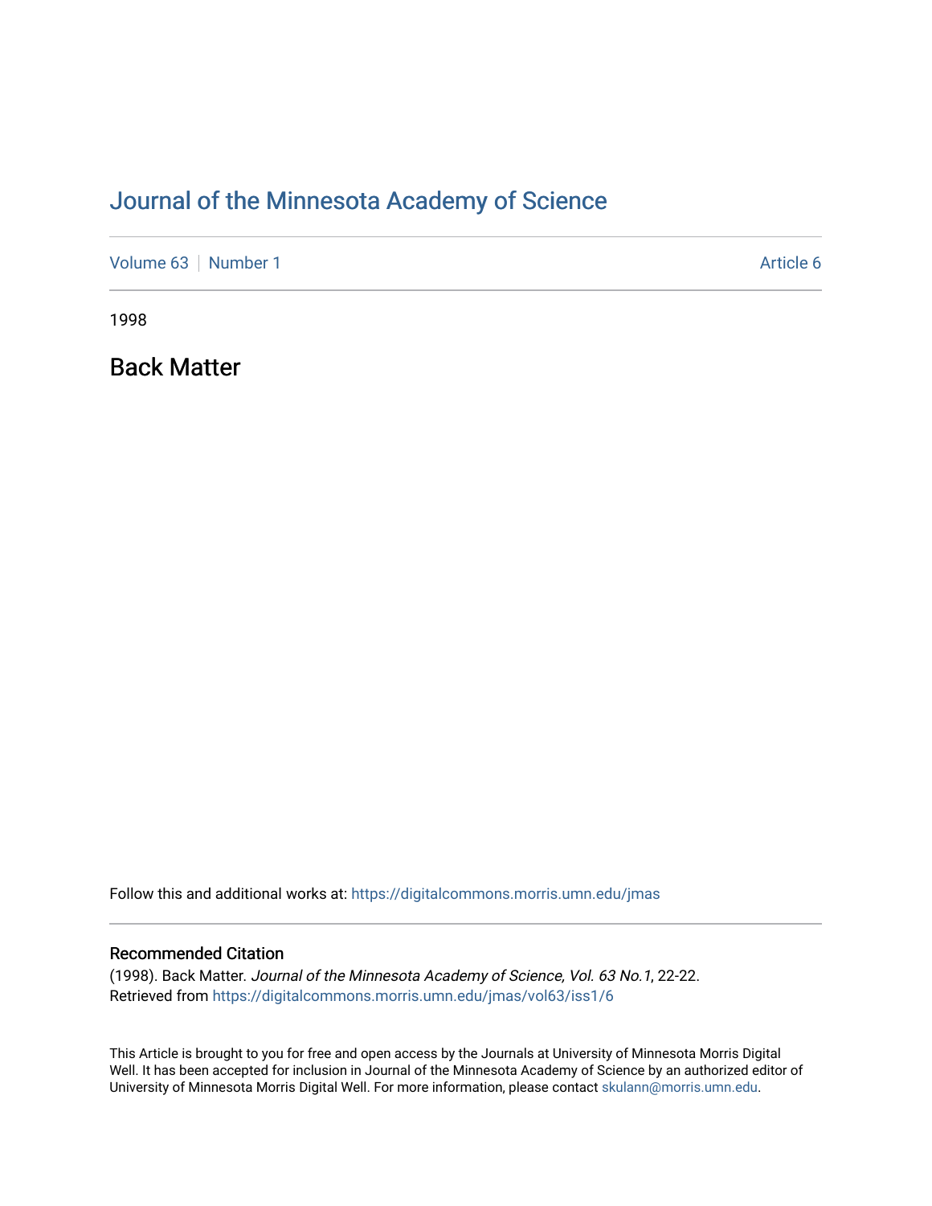# Journal of the Minnesota Academy of Science

Volume 63 | Number 1 | Article 6

1998

## Back Matter

Follow this and additional works at: https://digitalcommons.morris.umn.edu/jmas

### Recommended Citation

(1998). Back Matter. *Journal of the Minnesota Academy of Science, Vol. 63 No.1*, 22-22.
Retrieved from https://digitalcommons.morris.umn.edu/jmas/vol63/iss1/6

This Article is brought to you for free and open access by the Journals at University of Minnesota Morris Digital Well. It has been accepted for inclusion in Journal of the Minnesota Academy of Science by an authorized editor of University of Minnesota Morris Digital Well. For more information, please contact skulann@morris.umn.edu.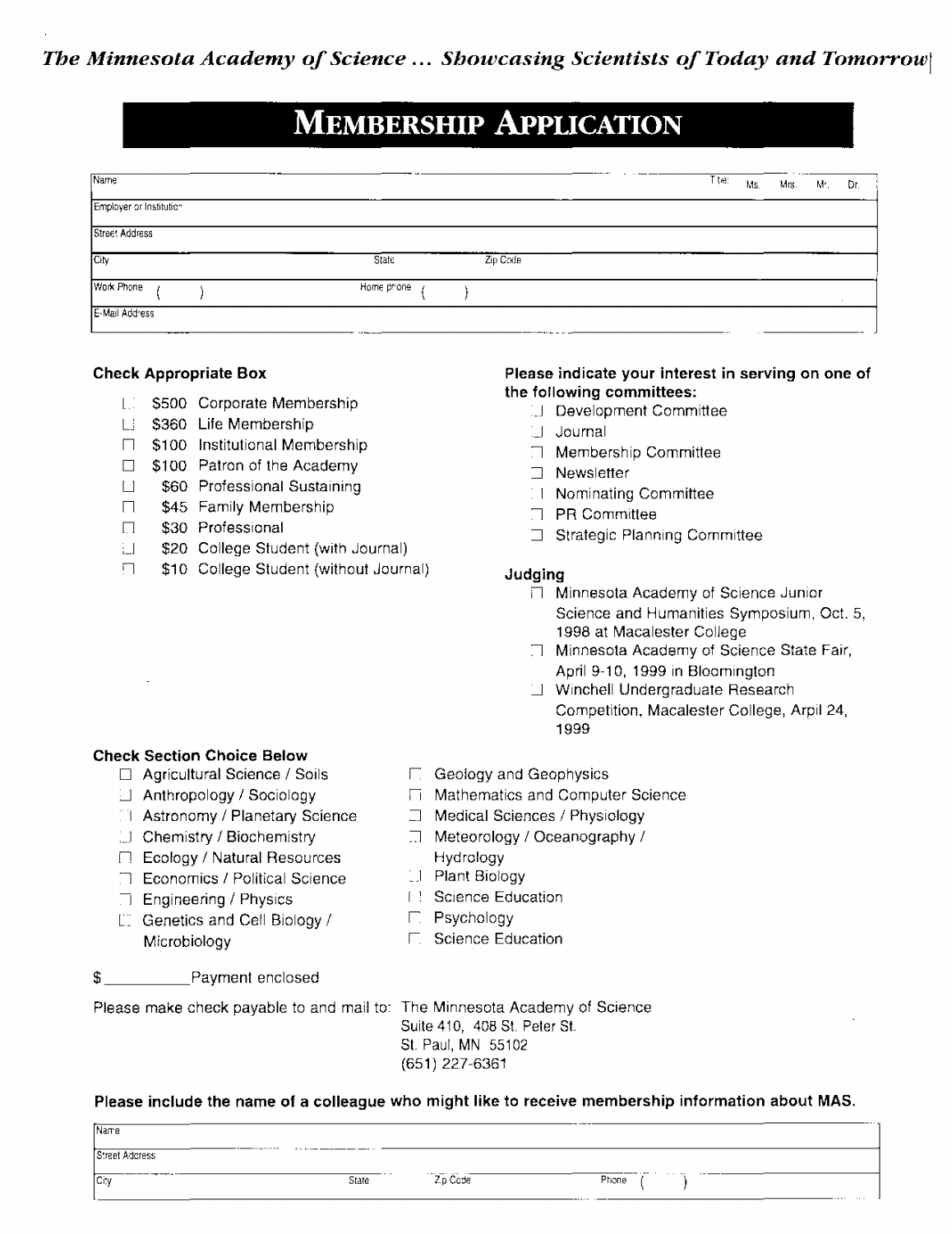*The Minnesota Academy of Science ... Showcasing Scientists of Today and Tomorrow*

# Membership Application

| Name | | | Title: Ms. Mrs. Mr. Dr. |
|---|---|---|---|
| Employer or Institution | | | |
| Street Address | | | |
| City | State | Zip Code | |
| Work Phone ( ) | Home phone ( ) | | |
| E-Mail Address | | | |

**Check Appropriate Box**

- ☐ \$500 Corporate Membership
- ☐ \$360 Life Membership
- ☐ \$100 Institutional Membership
- ☐ \$100 Patron of the Academy
- ☐ \$60 Professional Sustaining
- ☐ \$45 Family Membership
- ☐ \$30 Professional
- ☐ \$20 College Student (with Journal)
- ☐ \$10 College Student (without Journal)

**Please indicate your interest in serving on one of the following committees:**

- ☐ Development Committee
- ☐ Journal
- ☐ Membership Committee
- ☐ Newsletter
- ☐ Nominating Committee
- ☐ PR Committee
- ☐ Strategic Planning Committee

**Judging**

- ☐ Minnesota Academy of Science Junior Science and Humanities Symposium, Oct. 5, 1998 at Macalester College
- ☐ Minnesota Academy of Science State Fair, April 9-10, 1999 in Bloomington
- ☐ Winchell Undergraduate Research Competition, Macalester College, Arpil 24, 1999

**Check Section Choice Below**

- ☐ Agricultural Science / Soils
- ☐ Anthropology / Sociology
- ☐ Astronomy / Planetary Science
- ☐ Chemistry / Biochemistry
- ☐ Ecology / Natural Resources
- ☐ Economics / Political Science
- ☐ Engineering / Physics
- ☐ Genetics and Cell Biology / Microbiology
- ☐ Geology and Geophysics
- ☐ Mathematics and Computer Science
- ☐ Medical Sciences / Physiology
- ☐ Meteorology / Oceanography / Hydrology
- ☐ Plant Biology
- ☐ Science Education
- ☐ Psychology
- ☐ Science Education

\$__________Payment enclosed

Please make check payable to and mail to: The Minnesota Academy of Science
Suite 410, 408 St. Peter St.
St. Paul, MN 55102
(651) 227-6361

**Please include the name of a colleague who might like to receive membership information about MAS.**

| Name | | | |
|---|---|---|---|
| Street Address | | | |
| City | State | Zip Code | Phone ( ) |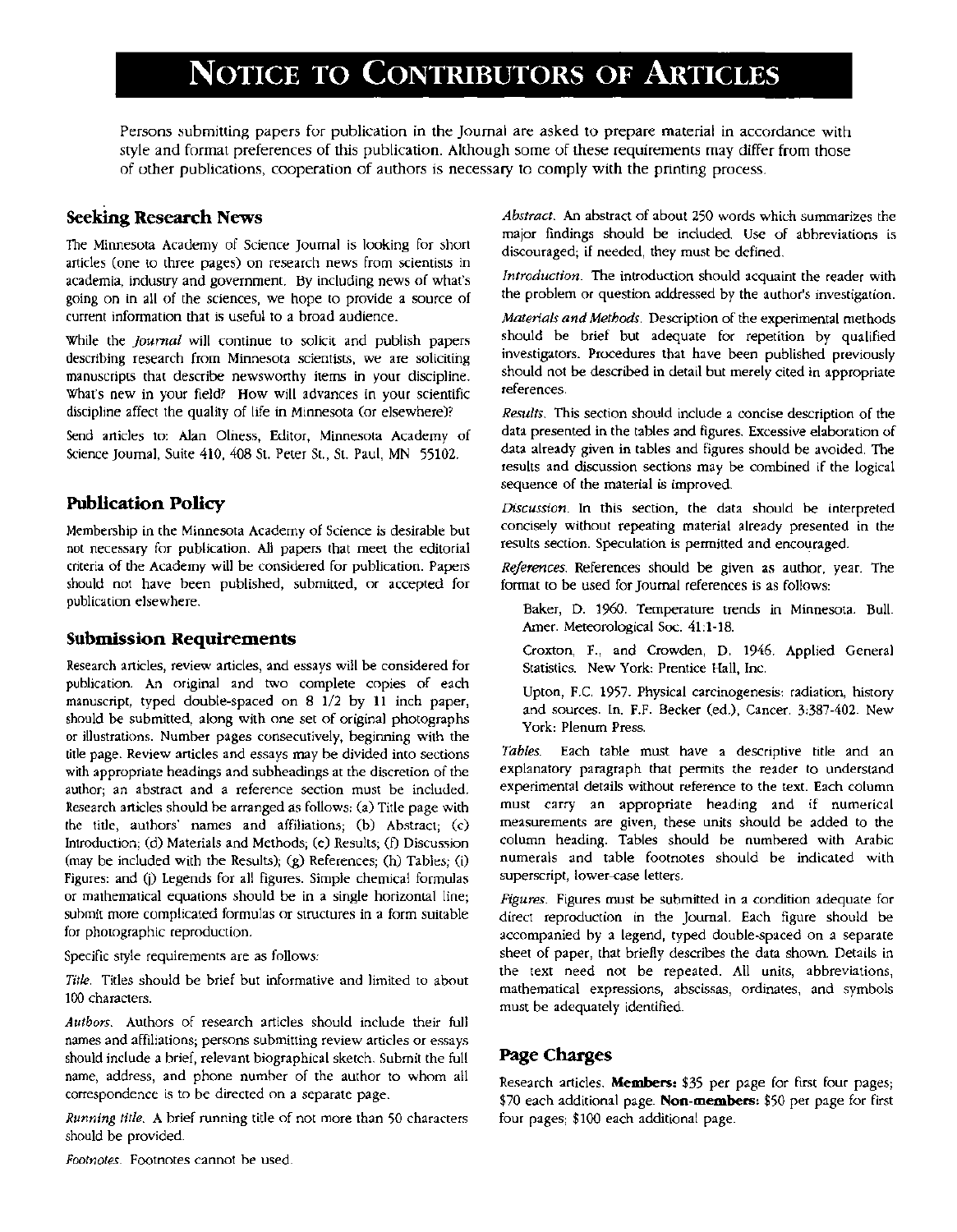# Notice to Contributors of Articles

Persons submitting papers for publication in the Journal are asked to prepare material in accordance with style and format preferences of this publication. Although some of these requirements may differ from those of other publications, cooperation of authors is necessary to comply with the printing process.

## Seeking Research News

The Minnesota Academy of Science Journal is looking for short articles (one to three pages) on research news from scientists in academia, industry and government. By including news of what's going on in all of the sciences, we hope to provide a source of current information that is useful to a broad audience.

While the *Journal* will continue to solicit and publish papers describing research from Minnesota scientists, we are soliciting manuscripts that describe newsworthy items in your discipline. What's new in your field? How will advances in your scientific discipline affect the quality of life in Minnesota (or elsewhere)?

Send articles to: Alan Olness, Editor, Minnesota Academy of Science Journal, Suite 410, 408 St. Peter St., St. Paul, MN 55102.

## Publication Policy

Membership in the Minnesota Academy of Science is desirable but not necessary for publication. All papers that meet the editorial criteria of the Academy will be considered for publication. Papers should not have been published, submitted, or accepted for publication elsewhere.

## Submission Requirements

Research articles, review articles, and essays will be considered for publication. An original and two complete copies of each manuscript, typed double-spaced on 8 1/2 by 11 inch paper, should be submitted, along with one set of original photographs or illustrations. Number pages consecutively, beginning with the title page. Review articles and essays may be divided into sections with appropriate headings and subheadings at the discretion of the author; an abstract and a reference section must be included. Research articles should be arranged as follows: (a) Title page with the title, authors' names and affiliations; (b) Abstract; (c) Introduction; (d) Materials and Methods; (e) Results; (f) Discussion (may be included with the Results); (g) References; (h) Tables; (i) Figures: and (j) Legends for all figures. Simple chemical formulas or mathematical equations should be in a single horizontal line; submit more complicated formulas or structures in a form suitable for photographic reproduction.

Specific style requirements are as follows:

*Title.* Titles should be brief but informative and limited to about 100 characters.

*Authors.* Authors of research articles should include their full names and affiliations; persons submitting review articles or essays should include a brief, relevant biographical sketch. Submit the full name, address, and phone number of the author to whom all correspondence is to be directed on a separate page.

*Running title.* A brief running title of not more than 50 characters should be provided.

*Footnotes.* Footnotes cannot be used.

*Abstract.* An abstract of about 250 words which summarizes the major findings should be included. Use of abbreviations is discouraged; if needed, they must be defined.

*Introduction.* The introduction should acquaint the reader with the problem or question addressed by the author's investigation.

*Materials and Methods.* Description of the experimental methods should be brief but adequate for repetition by qualified investigators. Procedures that have been published previously should not be described in detail but merely cited in appropriate references.

*Results.* This section should include a concise description of the data presented in the tables and figures. Excessive elaboration of data already given in tables and figures should be avoided. The results and discussion sections may be combined if the logical sequence of the material is improved.

*Discussion.* In this section, the data should be interpreted concisely without repeating material already presented in the results section. Speculation is permitted and encouraged.

*References.* References should be given as author, year. The format to be used for Journal references is as follows:

Baker, D. 1960. Temperature trends in Minnesota. Bull. Amer. Meteorological Soc. 41:1-18.

Croxton, F., and Crowden, D. 1946. Applied General Statistics. New York: Prentice Hall, Inc.

Upton, F.C. 1957. Physical carcinogenesis: radiation, history and sources. In. F.F. Becker (ed.), Cancer. 3:387-402. New York: Plenum Press.

*Tables.* Each table must have a descriptive title and an explanatory paragraph that permits the reader to understand experimental details without reference to the text. Each column must carry an appropriate heading and if numerical measurements are given, these units should be added to the column heading. Tables should be numbered with Arabic numerals and table footnotes should be indicated with superscript, lower-case letters.

*Figures.* Figures must be submitted in a condition adequate for direct reproduction in the Journal. Each figure should be accompanied by a legend, typed double-spaced on a separate sheet of paper, that briefly describes the data shown. Details in the text need not be repeated. All units, abbreviations, mathematical expressions, abscissas, ordinates, and symbols must be adequately identified.

## Page Charges

Research articles. **Members:** $35 per page for first four pages; $70 each additional page. **Non-members:** $50 per page for first four pages; $100 each additional page.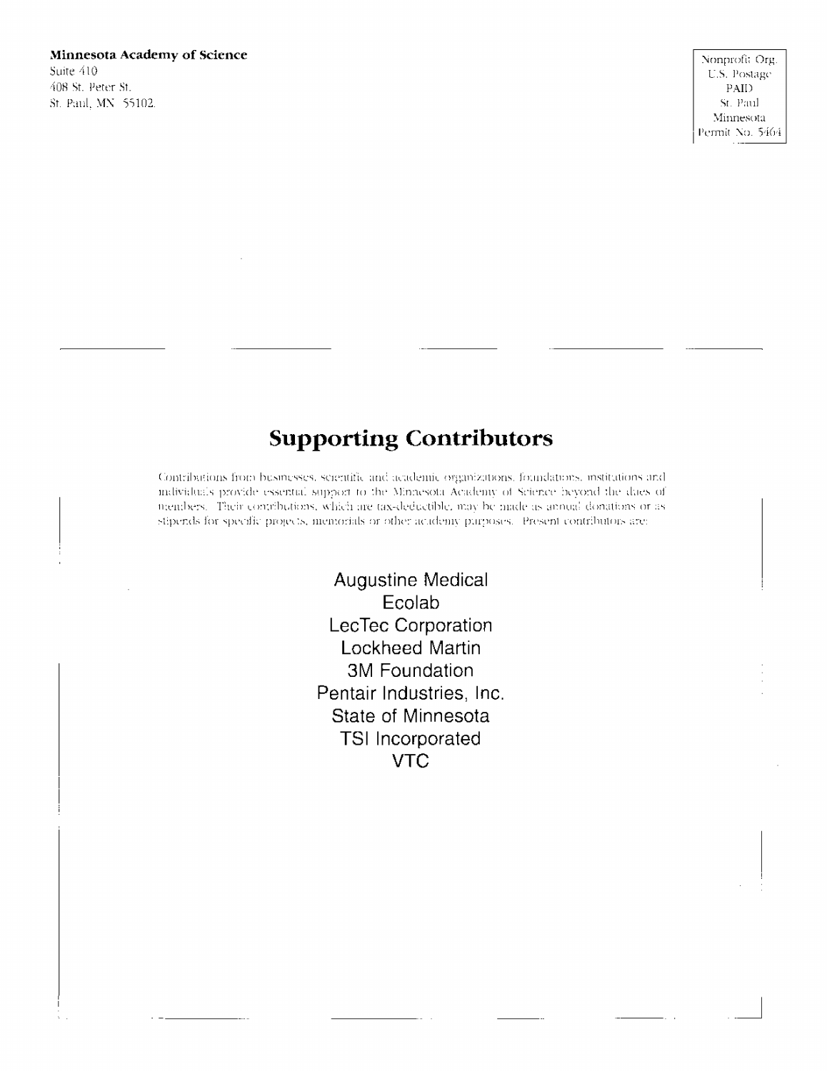**Minnesota Academy of Science**
Suite 410
408 St. Peter St.
St. Paul, MN 55102

Nonprofit Org.
U.S. Postage
PAID
St. Paul
Minnesota
Permit No. 5464

# Supporting Contributors

Contributions from businesses, scientific and academic organizations, foundations, institutions and individuals provide essential support to the Minnesota Academy of Science beyond the dues of members. Their contributions, which are tax-deductible, may be made as annual donations or as stipends for specific projects, memorials or other academy purposes. Present contributors are:

Augustine Medical
Ecolab
LecTec Corporation
Lockheed Martin
3M Foundation
Pentair Industries, Inc.
State of Minnesota
TSI Incorporated
VTC